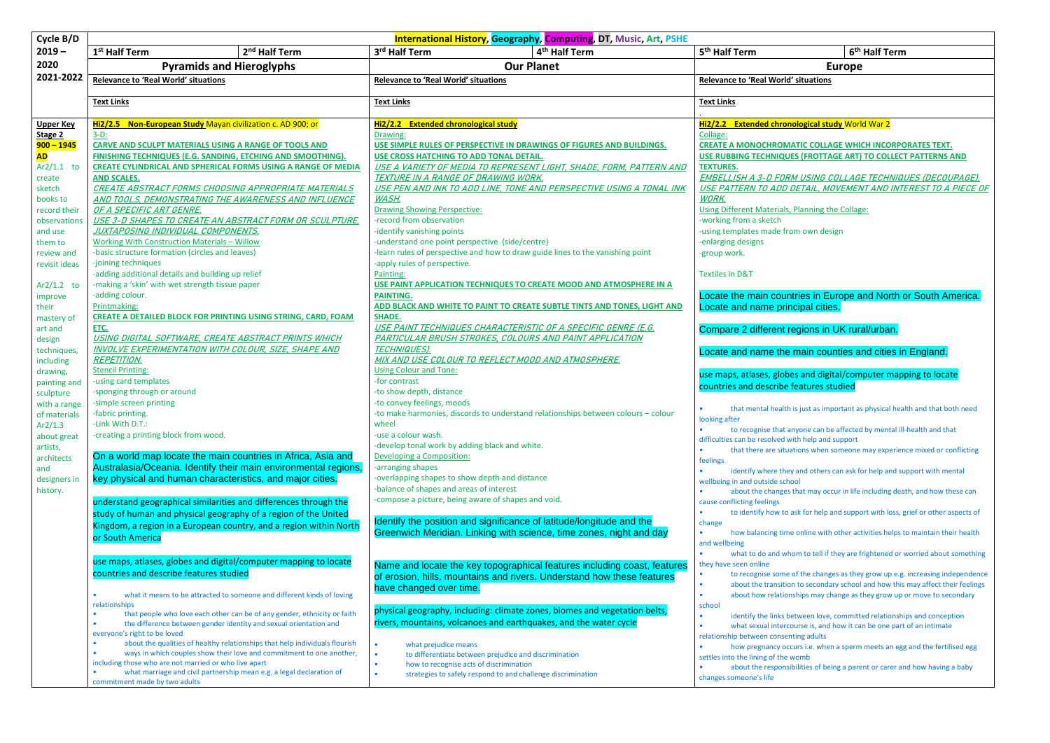| Cycle B/D | International History, Geography, Computing, DT, Music, Art, PSHE | | | | | |
|---|---|---|---|---|---|---|
| 2019 – 2020 | 1st Half Term | 2nd Half Term | 3rd Half Term | 4th Half Term | 5th Half Term | 6th Half Term |
| 2021-2022 | Pyramids and Hieroglyphs | | Our Planet | | Europe | |
| | Relevance to 'Real World' situations | | Relevance to 'Real World' situations | | Relevance to 'Real World' situations | |
| | Text Links | | Text Links | | Text Links<br>. | |
| **Upper Key Stage 2**<br>**900 – 1945 AD**<br>Ar2/1.1 to create sketch books to record their observations and use them to review and revisit ideas<br><br>Ar2/1.2 to improve their mastery of art and design techniques, including drawing, painting and sculpture with a range of materials<br>Ar2/1.3 about great artists, architects and designers in history. | **Hi2/2.5 Non-European Study** Mayan civilization c. AD 900; or<br>3-D:<br>**CARVE AND SCULPT MATERIALS USING A RANGE OF TOOLS AND FINISHING TECHNIQUES (E.G. SANDING, ETCHING AND SMOOTHING).**<br>**CREATE CYLINDRICAL AND SPHERICAL FORMS USING A RANGE OF MEDIA AND SCALES.**<br>*CREATE ABSTRACT FORMS CHOOSING APPROPRIATE MATERIALS AND TOOLS, DEMONSTRATING THE AWARENESS AND INFLUENCE OF A SPECIFIC ART GENRE.*<br>*USE 3-D SHAPES TO CREATE AN ABSTRACT FORM OR SCULPTURE, JUXTAPOSING INDIVIDUAL COMPONENTS.*<br>Working With Construction Materials – Willow<br>-basic structure formation (circles and leaves)<br>-joining techniques<br>-adding additional details and building up relief<br>-making a 'skin' with wet strength tissue paper<br>-adding colour.<br>Printmaking:<br>**CREATE A DETAILED BLOCK FOR PRINTING USING STRING, CARD, FOAM ETC.**<br>*USING DIGITAL SOFTWARE, CREATE ABSTRACT PRINTS WHICH INVOLVE EXPERIMENTATION WITH COLOUR, SIZE, SHAPE AND REPETITION.*<br>Stencil Printing:<br>-using card templates<br>-sponging through or around<br>-simple screen printing<br>-fabric printing.<br>-Link With D.T.:<br>-creating a printing block from wood.<br><br>On a world map locate the main countries in Africa, Asia and Australasia/Oceania. Identify their main environmental regions, key physical and human characteristics, and major cities.<br><br>understand geographical similarities and differences through the study of human and physical geography of a region of the United Kingdom, a region in a European country, and a region within North or South America<br><br>use maps, atlases, globes and digital/computer mapping to locate countries and describe features studied<br><br>• what it means to be attracted to someone and different kinds of loving relationships<br>• that people who love each other can be of any gender, ethnicity or faith<br>• the difference between gender identity and sexual orientation and everyone's right to be loved<br>• about the qualities of healthy relationships that help individuals flourish<br>• ways in which couples show their love and commitment to one another, including those who are not married or who live apart<br>• what marriage and civil partnership mean e.g. a legal declaration of commitment made by two adults | | **Hi2/2.2 Extended chronological study**<br>Drawing:<br>**USE SIMPLE RULES OF PERSPECTIVE IN DRAWINGS OF FIGURES AND BUILDINGS.**<br>**USE CROSS HATCHING TO ADD TONAL DETAIL.**<br>*USE A VARIETY OF MEDIA TO REPRESENT LIGHT, SHADE, FORM, PATTERN AND TEXTURE IN A RANGE OF DRAWING WORK.*<br>*USE PEN AND INK TO ADD LINE, TONE AND PERSPECTIVE USING A TONAL INK WASH.*<br>Drawing Showing Perspective:<br>-record from observation<br>-identify vanishing points<br>-understand one point perspective (side/centre)<br>-learn rules of perspective and how to draw guide lines to the vanishing point<br>-apply rules of perspective.<br>Painting:<br>**USE PAINT APPLICATION TECHNIQUES TO CREATE MOOD AND ATMOSPHERE IN A PAINTING.**<br>**ADD BLACK AND WHITE TO PAINT TO CREATE SUBTLE TINTS AND TONES, LIGHT AND SHADE.**<br>*USE PAINT TECHNIQUES CHARACTERISTIC OF A SPECIFIC GENRE (E.G. PARTICULAR BRUSH STROKES, COLOURS AND PAINT APPLICATION TECHNIQUES).*<br>*MIX AND USE COLOUR TO REFLECT MOOD AND ATMOSPHERE.*<br>Using Colour and Tone:<br>-for contrast<br>-to show depth, distance<br>-to convey feelings, moods<br>-to make harmonies, discords to understand relationships between colours – colour wheel<br>-use a colour wash.<br>-develop tonal work by adding black and white.<br>Developing a Composition:<br>-arranging shapes<br>-overlapping shapes to show depth and distance<br>-balance of shapes and areas of interest<br>-compose a picture, being aware of shapes and void.<br><br>Identify the position and significance of latitude/longitude and the Greenwich Meridian. Linking with science, time zones, night and day<br><br>Name and locate the key topographical features including coast, features of erosion, hills, mountains and rivers. Understand how these features have changed over time.<br><br>physical geography, including: climate zones, biomes and vegetation belts, rivers, mountains, volcanoes and earthquakes, and the water cycle<br><br>• what prejudice means<br>• to differentiate between prejudice and discrimination<br>• how to recognise acts of discrimination<br>• strategies to safely respond to and challenge discrimination | | **Hi2/2.2 Extended chronological study** World War 2<br>Collage:<br>**CREATE A MONOCHROMATIC COLLAGE WHICH INCORPORATES TEXT.**<br>**USE RUBBING TECHNIQUES (FROTTAGE ART) TO COLLECT PATTERNS AND TEXTURES.**<br>*EMBELLISH A 3-D FORM USING COLLAGE TECHNIQUES (DECOUPAGE).*<br>*USE PATTERN TO ADD DETAIL, MOVEMENT AND INTEREST TO A PIECE OF WORK.*<br>Using Different Materials, Planning the Collage:<br>-working from a sketch<br>-using templates made from own design<br>-enlarging designs<br>-group work.<br><br>Textiles in D&T<br><br>Locate the main countries in Europe and North or South America. Locate and name principal cities.<br><br>Compare 2 different regions in UK rural/urban.<br><br>Locate and name the main counties and cities in England.<br><br>use maps, atlases, globes and digital/computer mapping to locate countries and describe features studied<br><br>• that mental health is just as important as physical health and that both need looking after<br>• to recognise that anyone can be affected by mental ill-health and that difficulties can be resolved with help and support<br>• that there are situations when someone may experience mixed or conflicting feelings<br>• identify where they and others can ask for help and support with mental wellbeing in and outside school<br>• about the changes that may occur in life including death, and how these can cause conflicting feelings<br>• to identify how to ask for help and support with loss, grief or other aspects of change<br>• how balancing time online with other activities helps to maintain their health and wellbeing<br>• what to do and whom to tell if they are frightened or worried about something they have seen online<br>• to recognise some of the changes as they grow up e.g. increasing independence<br>• about the transition to secondary school and how this may affect their feelings<br>• about how relationships may change as they grow up or move to secondary school<br>• identify the links between love, committed relationships and conception<br>• what sexual intercourse is, and how it can be one part of an intimate relationship between consenting adults<br>• how pregnancy occurs i.e. when a sperm meets an egg and the fertilised egg settles into the lining of the womb<br>• about the responsibilities of being a parent or carer and how having a baby changes someone's life | |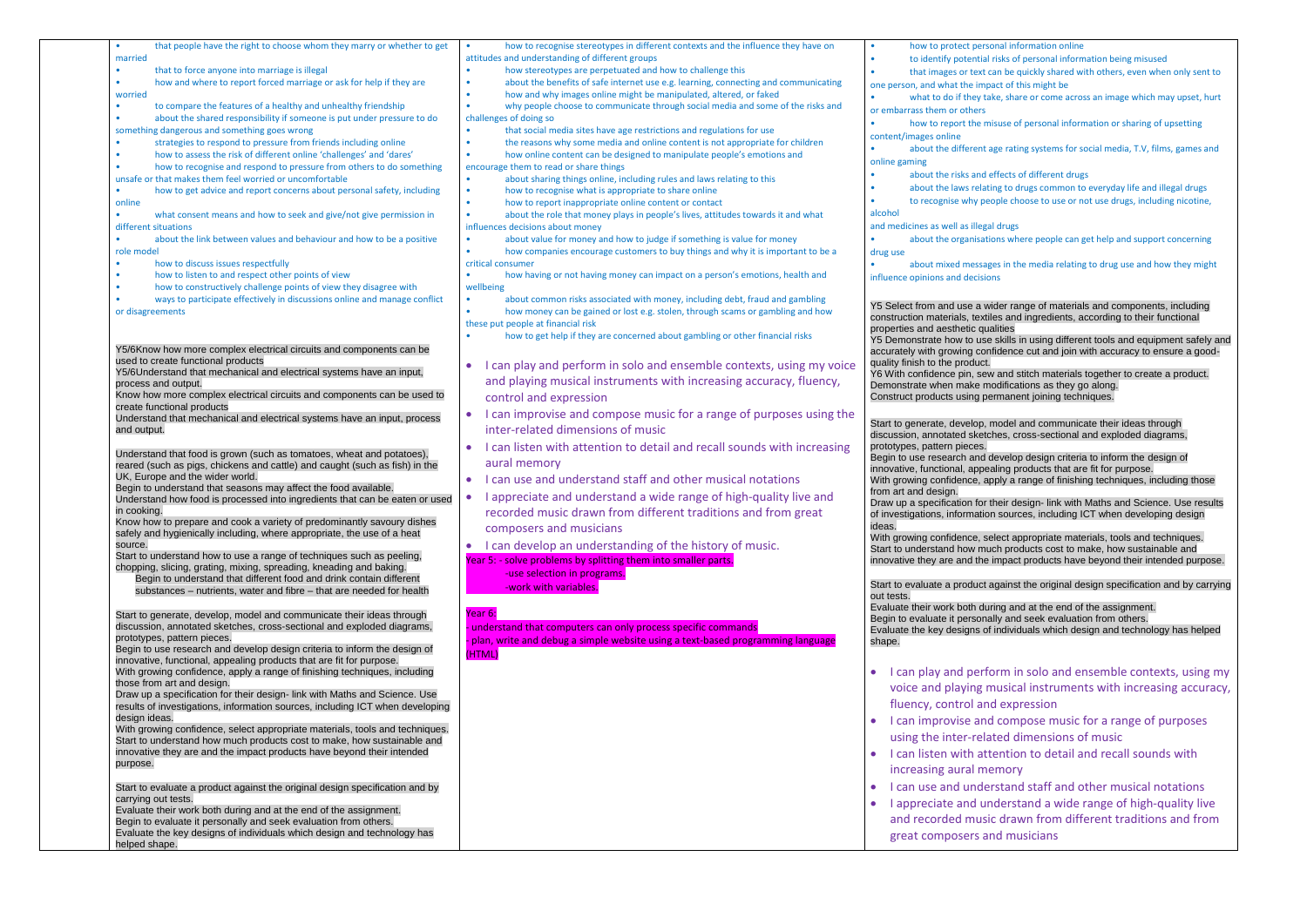- that people have the right to choose whom they marry or whether to get married
- that to force anyone into marriage is illegal
- how and where to report forced marriage or ask for help if they are worried
- to compare the features of a healthy and unhealthy friendship
- about the shared responsibility if someone is put under pressure to do something dangerous and something goes wrong
- strategies to respond to pressure from friends including online
- how to assess the risk of different online 'challenges' and 'dares'
- how to recognise and respond to pressure from others to do something unsafe or that makes them feel worried or uncomfortable
- how to get advice and report concerns about personal safety, including online
- what consent means and how to seek and give/not give permission in different situations
- about the link between values and behaviour and how to be a positive role model
- how to discuss issues respectfully
- how to listen to and respect other points of view
- how to constructively challenge points of view they disagree with
- ways to participate effectively in discussions online and manage conflict or disagreements

Y5/6Know how more complex electrical circuits and components can be used to create functional products
Y5/6Understand that mechanical and electrical systems have an input, process and output.
Know how more complex electrical circuits and components can be used to create functional products
Understand that mechanical and electrical systems have an input, process and output.

Understand that food is grown (such as tomatoes, wheat and potatoes), reared (such as pigs, chickens and cattle) and caught (such as fish) in the UK, Europe and the wider world.
Begin to understand that seasons may affect the food available.
Understand how food is processed into ingredients that can be eaten or used in cooking.
Know how to prepare and cook a variety of predominantly savoury dishes safely and hygienically including, where appropriate, the use of a heat source.
Start to understand how to use a range of techniques such as peeling, chopping, slicing, grating, mixing, spreading, kneading and baking.
Begin to understand that different food and drink contain different substances – nutrients, water and fibre – that are needed for health

Start to generate, develop, model and communicate their ideas through discussion, annotated sketches, cross-sectional and exploded diagrams, prototypes, pattern pieces.
Begin to use research and develop design criteria to inform the design of innovative, functional, appealing products that are fit for purpose.
With growing confidence, apply a range of finishing techniques, including those from art and design.
Draw up a specification for their design- link with Maths and Science. Use results of investigations, information sources, including ICT when developing design ideas.
With growing confidence, select appropriate materials, tools and techniques.
Start to understand how much products cost to make, how sustainable and innovative they are and the impact products have beyond their intended purpose.

Start to evaluate a product against the original design specification and by carrying out tests.
Evaluate their work both during and at the end of the assignment.
Begin to evaluate it personally and seek evaluation from others.
Evaluate the key designs of individuals which design and technology has helped shape.

- how to recognise stereotypes in different contexts and the influence they have on attitudes and understanding of different groups
- how stereotypes are perpetuated and how to challenge this
- about the benefits of safe internet use e.g. learning, connecting and communicating
- how and why images online might be manipulated, altered, or faked
- why people choose to communicate through social media and some of the risks and challenges of doing so
- that social media sites have age restrictions and regulations for use
- the reasons why some media and online content is not appropriate for children
- how online content can be designed to manipulate people's emotions and encourage them to read or share things
- about sharing things online, including rules and laws relating to this
- how to recognise what is appropriate to share online
- how to report inappropriate online content or contact
- about the role that money plays in people's lives, attitudes towards it and what influences decisions about money
- about value for money and how to judge if something is value for money
- how companies encourage customers to buy things and why it is important to be a critical consumer
- how having or not having money can impact on a person's emotions, health and wellbeing
- about common risks associated with money, including debt, fraud and gambling
- how money can be gained or lost e.g. stolen, through scams or gambling and how these put people at financial risk
- how to get help if they are concerned about gambling or other financial risks

- I can play and perform in solo and ensemble contexts, using my voice and playing musical instruments with increasing accuracy, fluency, control and expression
- I can improvise and compose music for a range of purposes using the inter-related dimensions of music
- I can listen with attention to detail and recall sounds with increasing aural memory
- I can use and understand staff and other musical notations
- I appreciate and understand a wide range of high-quality live and recorded music drawn from different traditions and from great composers and musicians
- I can develop an understanding of the history of music.

Year 5: - solve problems by splitting them into smaller parts.
-use selection in programs.
-work with variables.

Year 6:
- understand that computers can only process specific commands
- plan, write and debug a simple website using a text-based programming language (HTML)

- how to protect personal information online
- to identify potential risks of personal information being misused
- that images or text can be quickly shared with others, even when only sent to one person, and what the impact of this might be
- what to do if they take, share or come across an image which may upset, hurt or embarrass them or others
- how to report the misuse of personal information or sharing of upsetting content/images online
- about the different age rating systems for social media, T.V, films, games and online gaming
- about the risks and effects of different drugs
- about the laws relating to drugs common to everyday life and illegal drugs
- to recognise why people choose to use or not use drugs, including nicotine, alcohol and medicines as well as illegal drugs
- about the organisations where people can get help and support concerning drug use
- about mixed messages in the media relating to drug use and how they might influence opinions and decisions

Y5 Select from and use a wider range of materials and components, including construction materials, textiles and ingredients, according to their functional properties and aesthetic qualities
Y5 Demonstrate how to use skills in using different tools and equipment safely and accurately with growing confidence cut and join with accuracy to ensure a good-quality finish to the product.
Y6 With confidence pin, sew and stitch materials together to create a product.
Demonstrate when make modifications as they go along.
Construct products using permanent joining techniques.

Start to generate, develop, model and communicate their ideas through discussion, annotated sketches, cross-sectional and exploded diagrams, prototypes, pattern pieces.
Begin to use research and develop design criteria to inform the design of innovative, functional, appealing products that are fit for purpose.
With growing confidence, apply a range of finishing techniques, including those from art and design.
Draw up a specification for their design- link with Maths and Science. Use results of investigations, information sources, including ICT when developing design ideas.
With growing confidence, select appropriate materials, tools and techniques.
Start to understand how much products cost to make, how sustainable and innovative they are and the impact products have beyond their intended purpose.

Start to evaluate a product against the original design specification and by carrying out tests.
Evaluate their work both during and at the end of the assignment.
Begin to evaluate it personally and seek evaluation from others.
Evaluate the key designs of individuals which design and technology has helped shape.

- I can play and perform in solo and ensemble contexts, using my voice and playing musical instruments with increasing accuracy, fluency, control and expression
- I can improvise and compose music for a range of purposes using the inter-related dimensions of music
- I can listen with attention to detail and recall sounds with increasing aural memory
- I can use and understand staff and other musical notations
- I appreciate and understand a wide range of high-quality live and recorded music drawn from different traditions and from great composers and musicians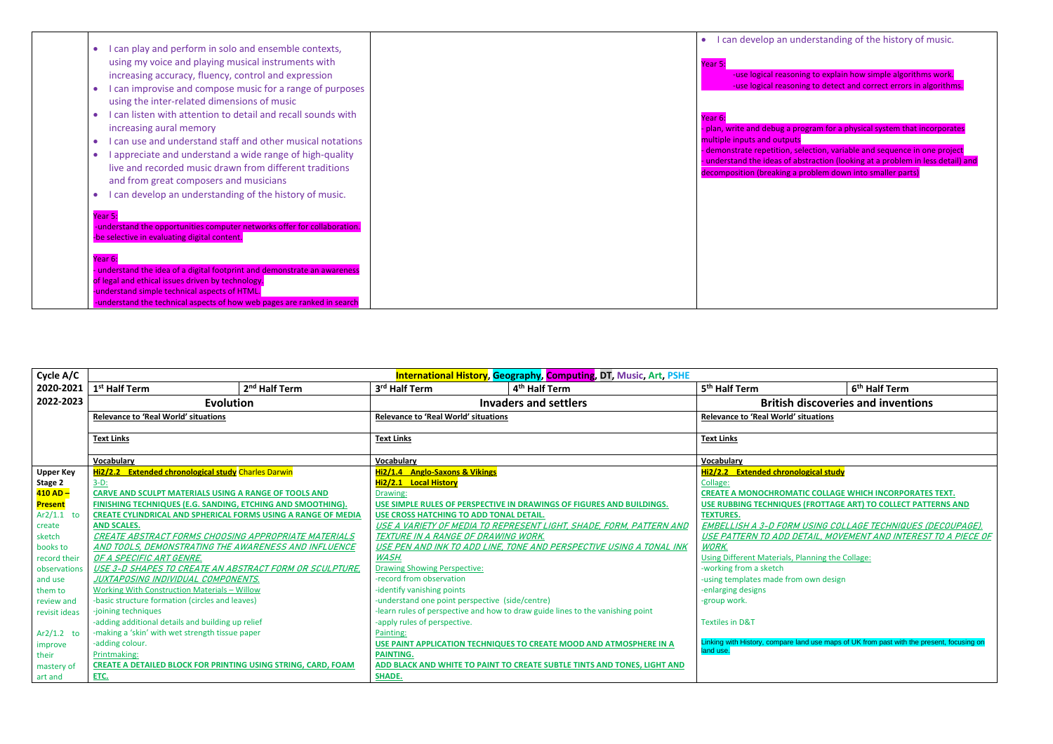| | | | |
|---|---|---|---|
| | • I can play and perform in solo and ensemble contexts, using my voice and playing musical instruments with increasing accuracy, fluency, control and expression<br>• I can improvise and compose music for a range of purposes using the inter-related dimensions of music<br>• I can listen with attention to detail and recall sounds with increasing aural memory<br>• I can use and understand staff and other musical notations<br>• I appreciate and understand a wide range of high-quality live and recorded music drawn from different traditions and from great composers and musicians<br>• I can develop an understanding of the history of music.<br><br>Year 5:<br>-understand the opportunities computer networks offer for collaboration.<br>-be selective in evaluating digital content.<br><br>Year 6:<br>- understand the idea of a digital footprint and demonstrate an awareness of legal and ethical issues driven by technology.<br>-understand simple technical aspects of HTML<br>-understand the technical aspects of how web pages are ranked in search | | • I can develop an understanding of the history of music.<br><br>Year 5:<br>-use logical reasoning to explain how simple algorithms work.<br>-use logical reasoning to detect and correct errors in algorithms.<br><br>Year 6:<br>- plan, write and debug a program for a physical system that incorporates multiple inputs and outputs<br>- demonstrate repetition, selection, variable and sequence in one project<br>- understand the ideas of abstraction (looking at a problem in less detail) and decomposition (breaking a problem down into smaller parts) |

| Cycle A/C | International History, Geography, Computing, DT, Music, Art, PSHE | | | | | |
|---|---|---|---|---|---|---|
| **2020-2021** | **1st Half Term** | **2nd Half Term** | **3rd Half Term** | **4th Half Term** | **5th Half Term** | **6th Half Term** |
| **2022-2023** | **Evolution** | | **Invaders and settlers** | | **British discoveries and inventions** | |
| | **Relevance to 'Real World' situations** | | **Relevance to 'Real World' situations** | | **Relevance to 'Real World' situations** | |
| | **Text Links** | | **Text Links** | | **Text Links** | |
| | **Vocabulary** | | **Vocabulary** | | **Vocabulary** | |
| **Upper Key Stage 2**<br>**410 AD – Present**<br>Ar2/1.1 to create sketch books to record their observations and use them to review and revisit ideas<br><br>Ar2/1.2 to improve their mastery of art and | **Hi2/2.2 Extended chronological study** Charles Darwin<br>3-D:<br>**CARVE AND SCULPT MATERIALS USING A RANGE OF TOOLS AND FINISHING TECHNIQUES (E.G. SANDING, ETCHING AND SMOOTHING).**<br>**CREATE CYLINDRICAL AND SPHERICAL FORMS USING A RANGE OF MEDIA AND SCALES.**<br>*CREATE ABSTRACT FORMS CHOOSING APPROPRIATE MATERIALS AND TOOLS, DEMONSTRATING THE AWARENESS AND INFLUENCE OF A SPECIFIC ART GENRE.*<br>*USE 3-D SHAPES TO CREATE AN ABSTRACT FORM OR SCULPTURE, JUXTAPOSING INDIVIDUAL COMPONENTS.*<br>Working With Construction Materials – Willow<br>-basic structure formation (circles and leaves)<br>-joining techniques<br>-adding additional details and building up relief<br>-making a 'skin' with wet strength tissue paper<br>-adding colour.<br>Printmaking:<br>**CREATE A DETAILED BLOCK FOR PRINTING USING STRING, CARD, FOAM ETC.** | | **Hi2/1.4 Anglo-Saxons & Vikings**<br>**Hi2/2.1 Local History**<br>Drawing:<br>**USE SIMPLE RULES OF PERSPECTIVE IN DRAWINGS OF FIGURES AND BUILDINGS.**<br>**USE CROSS HATCHING TO ADD TONAL DETAIL.**<br>*USE A VARIETY OF MEDIA TO REPRESENT LIGHT, SHADE, FORM, PATTERN AND TEXTURE IN A RANGE OF DRAWING WORK.*<br>*USE PEN AND INK TO ADD LINE, TONE AND PERSPECTIVE USING A TONAL INK WASH.*<br>Drawing Showing Perspective:<br>-record from observation<br>-identify vanishing points<br>-understand one point perspective (side/centre)<br>-learn rules of perspective and how to draw guide lines to the vanishing point<br>-apply rules of perspective.<br>Painting:<br>**USE PAINT APPLICATION TECHNIQUES TO CREATE MOOD AND ATMOSPHERE IN A PAINTING.**<br>**ADD BLACK AND WHITE TO PAINT TO CREATE SUBTLE TINTS AND TONES, LIGHT AND SHADE.** | | **Hi2/2.2 Extended chronological study**<br>Collage:<br>**CREATE A MONOCHROMATIC COLLAGE WHICH INCORPORATES TEXT.**<br>**USE RUBBING TECHNIQUES (FROTTAGE ART) TO COLLECT PATTERNS AND TEXTURES.**<br>*EMBELLISH A 3-D FORM USING COLLAGE TECHNIQUES (DECOUPAGE).*<br>*USE PATTERN TO ADD DETAIL, MOVEMENT AND INTEREST TO A PIECE OF WORK.*<br>Using Different Materials, Planning the Collage:<br>-working from a sketch<br>-using templates made from own design<br>-enlarging designs<br>-group work.<br><br>Textiles in D&T<br><br>Linking with History, compare land use maps of UK from past with the present, focusing on land use. | |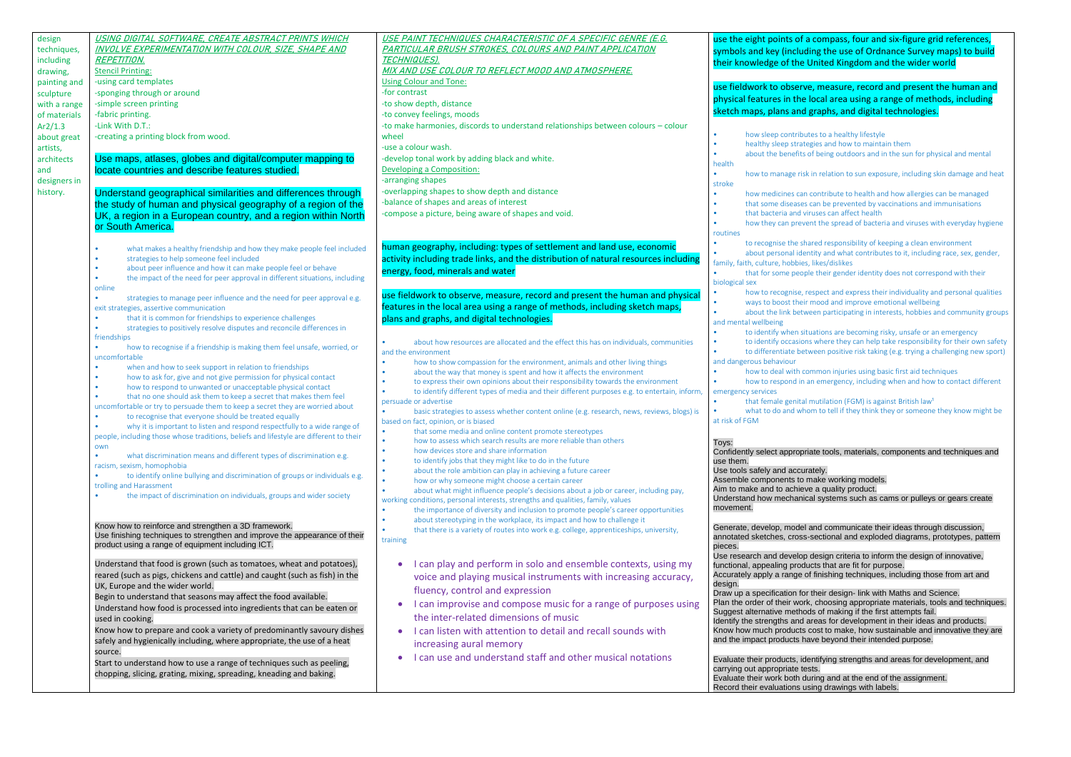design techniques, including drawing, painting and sculpture with a range of materials Ar2/1.3 about great artists, architects and designers in history.

*USING DIGITAL SOFTWARE, CREATE ABSTRACT PRINTS WHICH INVOLVE EXPERIMENTATION WITH COLOUR, SIZE, SHAPE AND REPETITION.*

Stencil Printing:

- using card templates
- sponging through or around
- simple screen printing
- fabric printing.
- Link With D.T.:
- creating a printing block from wood.

Use maps, atlases, globes and digital/computer mapping to locate countries and describe features studied.

Understand geographical similarities and differences through the study of human and physical geography of a region of the UK, a region in a European country, and a region within North or South America.

- what makes a healthy friendship and how they make people feel included
- strategies to help someone feel included
- about peer influence and how it can make people feel or behave
- the impact of the need for peer approval in different situations, including online
- strategies to manage peer influence and the need for peer approval e.g. exit strategies, assertive communication
- that it is common for friendships to experience challenges
- strategies to positively resolve disputes and reconcile differences in friendships
- how to recognise if a friendship is making them feel unsafe, worried, or uncomfortable
- when and how to seek support in relation to friendships
- how to ask for, give and not give permission for physical contact
- how to respond to unwanted or unacceptable physical contact
- that no one should ask them to keep a secret that makes them feel uncomfortable or try to persuade them to keep a secret they are worried about
- to recognise that everyone should be treated equally
- why it is important to listen and respond respectfully to a wide range of people, including those whose traditions, beliefs and lifestyle are different to their own
- what discrimination means and different types of discrimination e.g. racism, sexism, homophobia
- to identify online bullying and discrimination of groups or individuals e.g. trolling and Harassment
- the impact of discrimination on individuals, groups and wider society

Know how to reinforce and strengthen a 3D framework.
Use finishing techniques to strengthen and improve the appearance of their product using a range of equipment including ICT.

Understand that food is grown (such as tomatoes, wheat and potatoes), reared (such as pigs, chickens and cattle) and caught (such as fish) in the UK, Europe and the wider world.
Begin to understand that seasons may affect the food available.
Understand how food is processed into ingredients that can be eaten or used in cooking.
Know how to prepare and cook a variety of predominantly savoury dishes safely and hygienically including, where appropriate, the use of a heat source.
Start to understand how to use a range of techniques such as peeling, chopping, slicing, grating, mixing, spreading, kneading and baking.

*USE PAINT TECHNIQUES CHARACTERISTIC OF A SPECIFIC GENRE (E.G. PARTICULAR BRUSH STROKES, COLOURS AND PAINT APPLICATION TECHNIQUES).*
*MIX AND USE COLOUR TO REFLECT MOOD AND ATMOSPHERE.*

Using Colour and Tone:

- for contrast
- to show depth, distance
- to convey feelings, moods
- to make harmonies, discords to understand relationships between colours – colour wheel
- use a colour wash.
- develop tonal work by adding black and white.

Developing a Composition:

- arranging shapes
- overlapping shapes to show depth and distance
- balance of shapes and areas of interest
- compose a picture, being aware of shapes and void.

human geography, including: types of settlement and land use, economic activity including trade links, and the distribution of natural resources including energy, food, minerals and water

use fieldwork to observe, measure, record and present the human and physical features in the local area using a range of methods, including sketch maps, plans and graphs, and digital technologies.

- about how resources are allocated and the effect this has on individuals, communities and the environment
- how to show compassion for the environment, animals and other living things
- about the way that money is spent and how it affects the environment
- to express their own opinions about their responsibility towards the environment
- to identify different types of media and their different purposes e.g. to entertain, inform, persuade or advertise
- basic strategies to assess whether content online (e.g. research, news, reviews, blogs) is based on fact, opinion, or is biased
- that some media and online content promote stereotypes
- how to assess which search results are more reliable than others
- how devices store and share information
- to identify jobs that they might like to do in the future
- about the role ambition can play in achieving a future career
- how or why someone might choose a certain career
- about what might influence people's decisions about a job or career, including pay, working conditions, personal interests, strengths and qualities, family, values
- the importance of diversity and inclusion to promote people's career opportunities
- about stereotyping in the workplace, its impact and how to challenge it
- that there is a variety of routes into work e.g. college, apprenticeships, university, training

- I can play and perform in solo and ensemble contexts, using my voice and playing musical instruments with increasing accuracy, fluency, control and expression
- I can improvise and compose music for a range of purposes using the inter-related dimensions of music
- I can listen with attention to detail and recall sounds with increasing aural memory
- I can use and understand staff and other musical notations

use the eight points of a compass, four and six-figure grid references, symbols and key (including the use of Ordnance Survey maps) to build their knowledge of the United Kingdom and the wider world

use fieldwork to observe, measure, record and present the human and physical features in the local area using a range of methods, including sketch maps, plans and graphs, and digital technologies.

- how sleep contributes to a healthy lifestyle
- healthy sleep strategies and how to maintain them
- about the benefits of being outdoors and in the sun for physical and mental health
- how to manage risk in relation to sun exposure, including skin damage and heat stroke
- how medicines can contribute to health and how allergies can be managed
- that some diseases can be prevented by vaccinations and immunisations
- that bacteria and viruses can affect health
- how they can prevent the spread of bacteria and viruses with everyday hygiene routines
- to recognise the shared responsibility of keeping a clean environment
- about personal identity and what contributes to it, including race, sex, gender, family, faith, culture, hobbies, likes/dislikes
- that for some people their gender identity does not correspond with their biological sex
- how to recognise, respect and express their individuality and personal qualities
- ways to boost their mood and improve emotional wellbeing
- about the link between participating in interests, hobbies and community groups and mental wellbeing
- to identify when situations are becoming risky, unsafe or an emergency
- to identify occasions where they can help take responsibility for their own safety
- to differentiate between positive risk taking (e.g. trying a challenging new sport) and dangerous behaviour
- how to deal with common injuries using basic first aid techniques
- how to respond in an emergency, including when and how to contact different emergency services
- that female genital mutilation (FGM) is against British law[1]
- what to do and whom to tell if they think they or someone they know might be at risk of FGM

Toys:
Confidently select appropriate tools, materials, components and techniques and use them.
Use tools safely and accurately.
Assemble components to make working models.
Aim to make and to achieve a quality product.
Understand how mechanical systems such as cams or pulleys or gears create movement.

Generate, develop, model and communicate their ideas through discussion, annotated sketches, cross-sectional and exploded diagrams, prototypes, pattern pieces.
Use research and develop design criteria to inform the design of innovative, functional, appealing products that are fit for purpose.
Accurately apply a range of finishing techniques, including those from art and design.
Draw up a specification for their design- link with Maths and Science.
Plan the order of their work, choosing appropriate materials, tools and techniques.
Suggest alternative methods of making if the first attempts fail.
Identify the strengths and areas for development in their ideas and products.
Know how much products cost to make, how sustainable and innovative they are and the impact products have beyond their intended purpose.

Evaluate their products, identifying strengths and areas for development, and carrying out appropriate tests.
Evaluate their work both during and at the end of the assignment.
Record their evaluations using drawings with labels.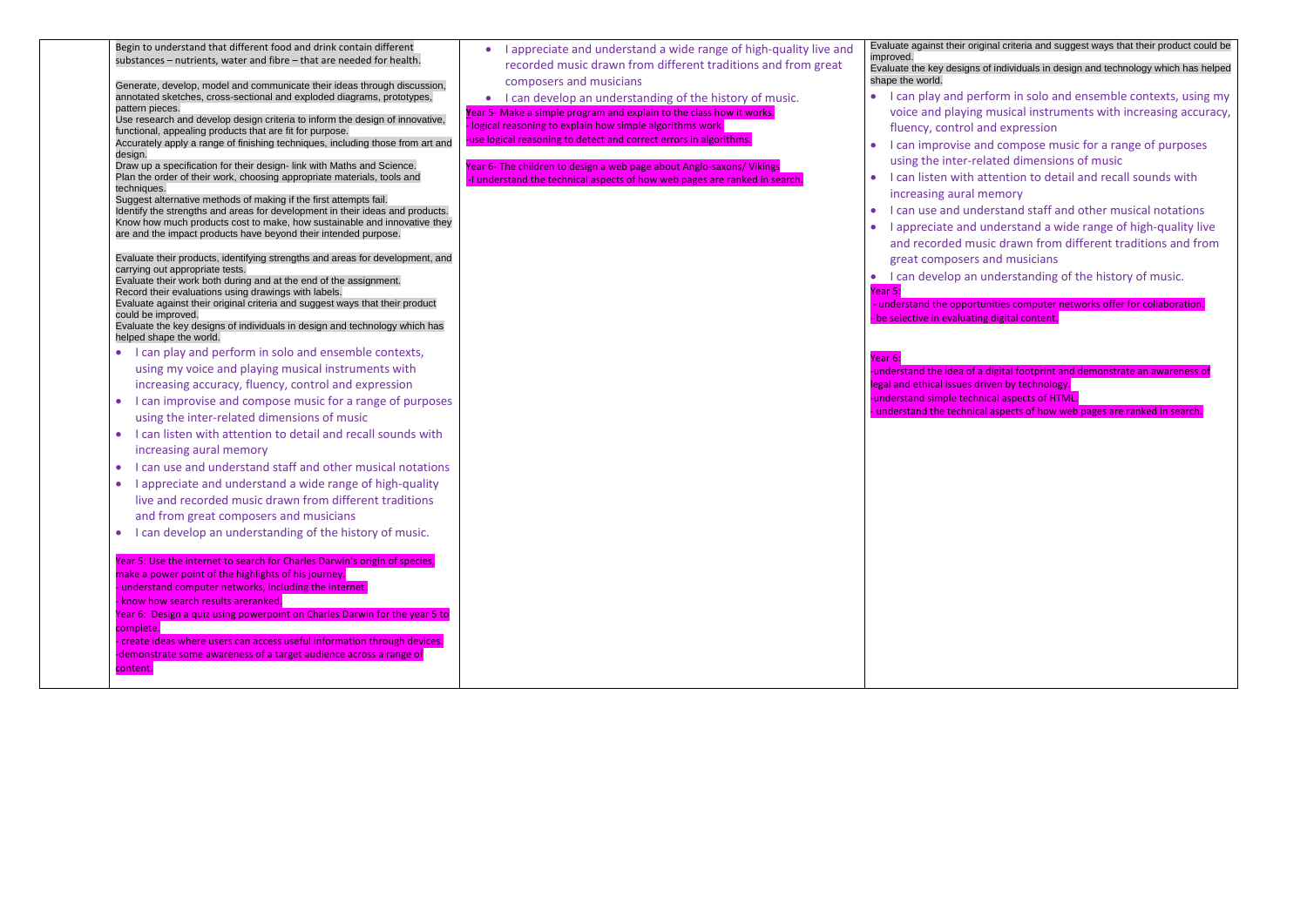| | | | |
|---|---|---|---|
| | Begin to understand that different food and drink contain different substances – nutrients, water and fibre – that are needed for health.<br><br>Generate, develop, model and communicate their ideas through discussion, annotated sketches, cross-sectional and exploded diagrams, prototypes, pattern pieces.<br>Use research and develop design criteria to inform the design of innovative, functional, appealing products that are fit for purpose.<br>Accurately apply a range of finishing techniques, including those from art and design.<br>Draw up a specification for their design- link with Maths and Science.<br>Plan the order of their work, choosing appropriate materials, tools and techniques.<br>Suggest alternative methods of making if the first attempts fail.<br>Identify the strengths and areas for development in their ideas and products.<br>Know how much products cost to make, how sustainable and innovative they are and the impact products have beyond their intended purpose.<br><br>Evaluate their products, identifying strengths and areas for development, and carrying out appropriate tests.<br>Evaluate their work both during and at the end of the assignment.<br>Record their evaluations using drawings with labels.<br>Evaluate against their original criteria and suggest ways that their product could be improved.<br>Evaluate the key designs of individuals in design and technology which has helped shape the world.<br>• I can play and perform in solo and ensemble contexts, using my voice and playing musical instruments with increasing accuracy, fluency, control and expression<br>• I can improvise and compose music for a range of purposes using the inter-related dimensions of music<br>• I can listen with attention to detail and recall sounds with increasing aural memory<br>• I can use and understand staff and other musical notations<br>• I appreciate and understand a wide range of high-quality live and recorded music drawn from different traditions and from great composers and musicians<br>• I can develop an understanding of the history of music.<br><br>Year 5: Use the internet to search for Charles Darwin's origin of species, make a power point of the highlights of his journey.<br>- understand computer networks, including the internet.<br>- know how search results areranked.<br>Year 6: Design a quiz using powerpoint on Charles Darwin for the year 5 to complete.<br>- create ideas where users can access useful information through devices.<br>-demonstrate some awareness of a target audience across a range of content. | • I appreciate and understand a wide range of high-quality live and recorded music drawn from different traditions and from great composers and musicians<br>• I can develop an understanding of the history of music.<br>Year 5- Make a simple program and explain to the class how it works.<br>- logical reasoning to explain how simple algorithms work.<br>-use logical reasoning to detect and correct errors in algorithms.<br><br>Year 6- The children to design a web page about Anglo-saxons/ Vikings<br>-I understand the technical aspects of how web pages are ranked in search. | Evaluate against their original criteria and suggest ways that their product could be improved.<br>Evaluate the key designs of individuals in design and technology which has helped shape the world.<br>• I can play and perform in solo and ensemble contexts, using my voice and playing musical instruments with increasing accuracy, fluency, control and expression<br>• I can improvise and compose music for a range of purposes using the inter-related dimensions of music<br>• I can listen with attention to detail and recall sounds with increasing aural memory<br>• I can use and understand staff and other musical notations<br>• I appreciate and understand a wide range of high-quality live and recorded music drawn from different traditions and from great composers and musicians<br>• I can develop an understanding of the history of music.<br>Year 5:<br>- understand the opportunities computer networks offer for collaboration.<br>- be selective in evaluating digital content.<br><br>Year 6:<br>-understand the idea of a digital footprint and demonstrate an awareness of legal and ethical issues driven by technology.<br>-understand simple technical aspects of HTML.<br>- understand the technical aspects of how web pages are ranked in search. |